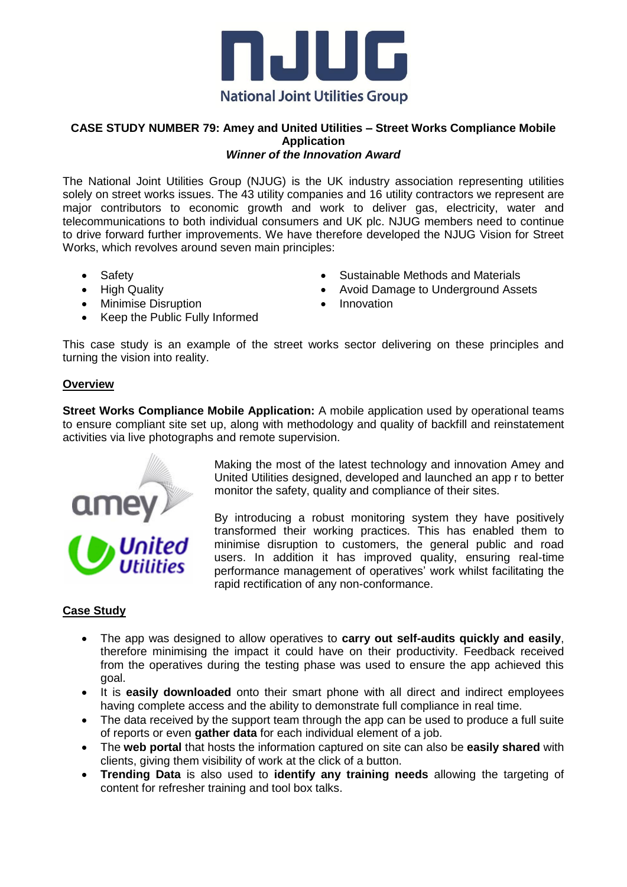# CASE STUDY NUMBER 79: Amey and United Utilities – Street Works Compliance Mobile Application

***Winner of the Innovation Award***

The National Joint Utilities Group (NJUG) is the UK industry association representing utilities solely on street works issues. The 43 utility companies and 16 utility contractors we represent are major contributors to economic growth and work to deliver gas, electricity, water and telecommunications to both individual consumers and UK plc. NJUG members need to continue to drive forward further improvements. We have therefore developed the NJUG Vision for Street Works, which revolves around seven main principles:

- Safety
- High Quality
- Minimise Disruption
- Keep the Public Fully Informed
- Sustainable Methods and Materials
- Avoid Damage to Underground Assets
- Innovation

This case study is an example of the street works sector delivering on these principles and turning the vision into reality.

## Overview

**Street Works Compliance Mobile Application:** A mobile application used by operational teams to ensure compliant site set up, along with methodology and quality of backfill and reinstatement activities via live photographs and remote supervision.

Making the most of the latest technology and innovation Amey and United Utilities designed, developed and launched an app r to better monitor the safety, quality and compliance of their sites.

By introducing a robust monitoring system they have positively transformed their working practices. This has enabled them to minimise disruption to customers, the general public and road users. In addition it has improved quality, ensuring real-time performance management of operatives' work whilst facilitating the rapid rectification of any non-conformance.

## Case Study

- The app was designed to allow operatives to **carry out self-audits quickly and easily**, therefore minimising the impact it could have on their productivity. Feedback received from the operatives during the testing phase was used to ensure the app achieved this goal.
- It is **easily downloaded** onto their smart phone with all direct and indirect employees having complete access and the ability to demonstrate full compliance in real time.
- The data received by the support team through the app can be used to produce a full suite of reports or even **gather data** for each individual element of a job.
- The **web portal** that hosts the information captured on site can also be **easily shared** with clients, giving them visibility of work at the click of a button.
- **Trending Data** is also used to **identify any training needs** allowing the targeting of content for refresher training and tool box talks.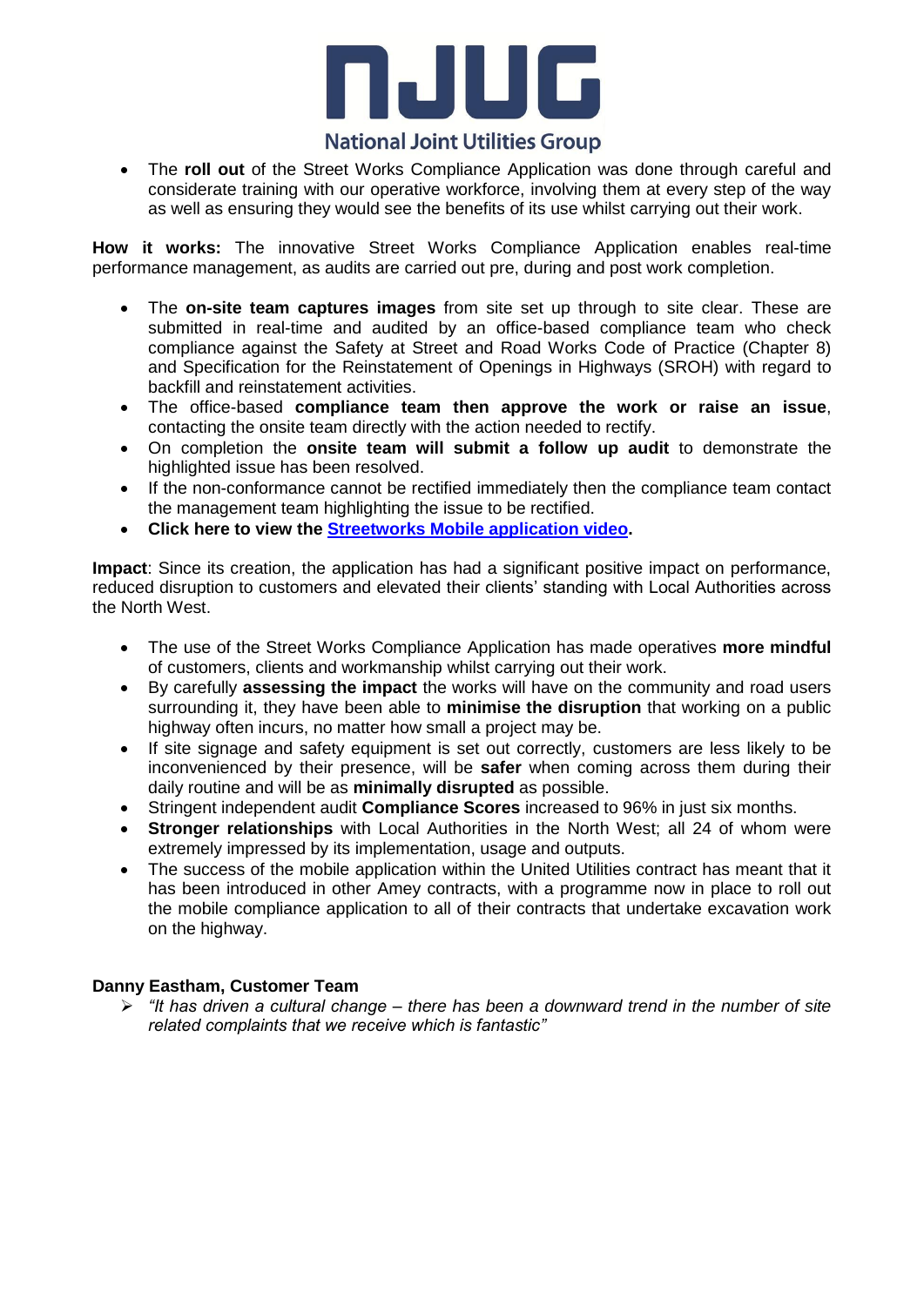- The **roll out** of the Street Works Compliance Application was done through careful and considerate training with our operative workforce, involving them at every step of the way as well as ensuring they would see the benefits of its use whilst carrying out their work.

**How it works:** The innovative Street Works Compliance Application enables real-time performance management, as audits are carried out pre, during and post work completion.

- The **on-site team captures images** from site set up through to site clear. These are submitted in real-time and audited by an office-based compliance team who check compliance against the Safety at Street and Road Works Code of Practice (Chapter 8) and Specification for the Reinstatement of Openings in Highways (SROH) with regard to backfill and reinstatement activities.
- The office-based **compliance team then approve the work or raise an issue**, contacting the onsite team directly with the action needed to rectify.
- On completion the **onsite team will submit a follow up audit** to demonstrate the highlighted issue has been resolved.
- If the non-conformance cannot be rectified immediately then the compliance team contact the management team highlighting the issue to be rectified.
- **Click here to view the Streetworks Mobile application video.**

**Impact**: Since its creation, the application has had a significant positive impact on performance, reduced disruption to customers and elevated their clients' standing with Local Authorities across the North West.

- The use of the Street Works Compliance Application has made operatives **more mindful** of customers, clients and workmanship whilst carrying out their work.
- By carefully **assessing the impact** the works will have on the community and road users surrounding it, they have been able to **minimise the disruption** that working on a public highway often incurs, no matter how small a project may be.
- If site signage and safety equipment is set out correctly, customers are less likely to be inconvenienced by their presence, will be **safer** when coming across them during their daily routine and will be as **minimally disrupted** as possible.
- Stringent independent audit **Compliance Scores** increased to 96% in just six months.
- **Stronger relationships** with Local Authorities in the North West; all 24 of whom were extremely impressed by its implementation, usage and outputs.
- The success of the mobile application within the United Utilities contract has meant that it has been introduced in other Amey contracts, with a programme now in place to roll out the mobile compliance application to all of their contracts that undertake excavation work on the highway.

**Danny Eastham, Customer Team**

- *"It has driven a cultural change – there has been a downward trend in the number of site related complaints that we receive which is fantastic"*